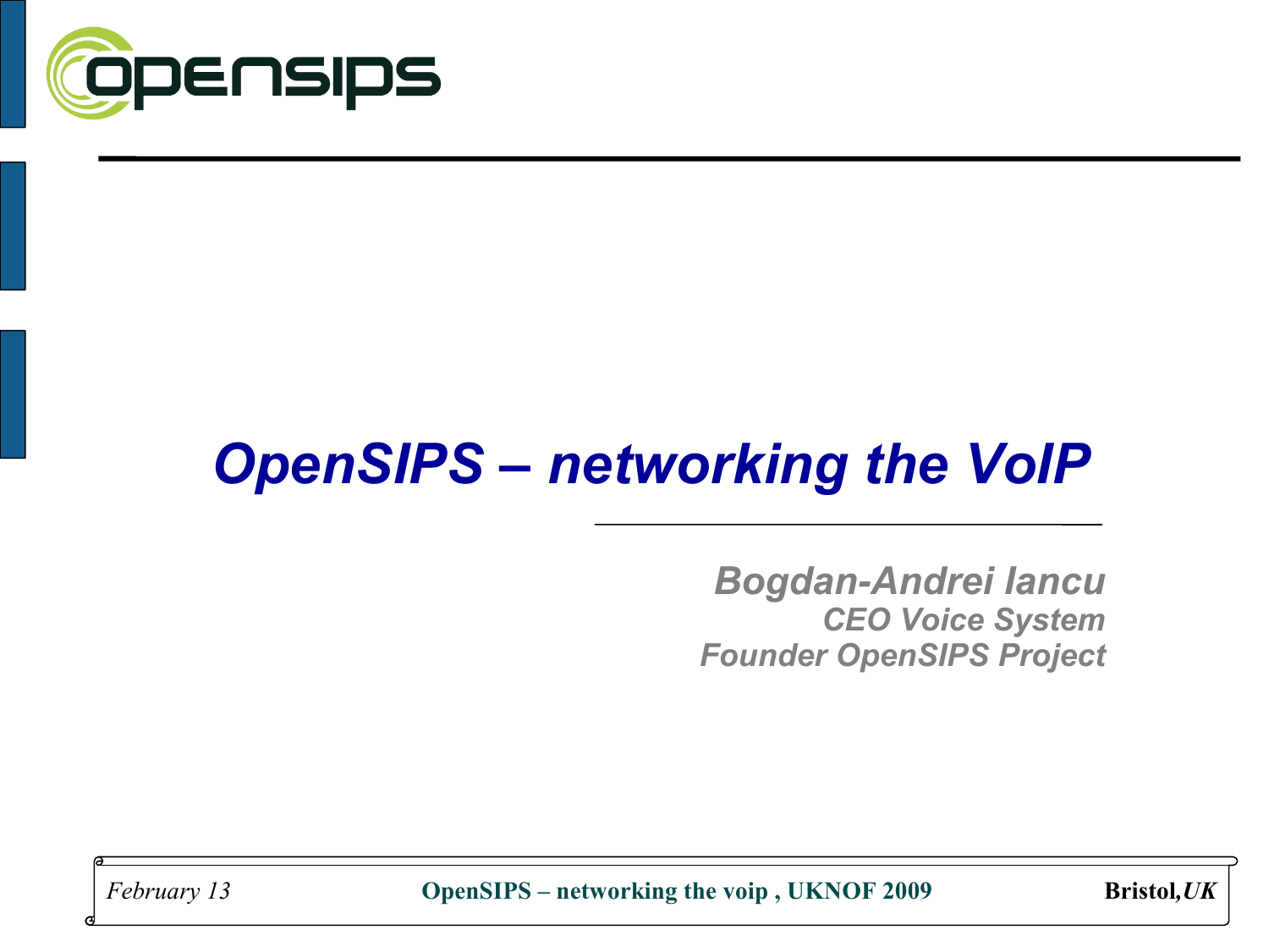# *OpenSIPS – networking the VoIP*

***Bogdan-Andrei Iancu***
***CEO Voice System***
***Founder OpenSIPS Project***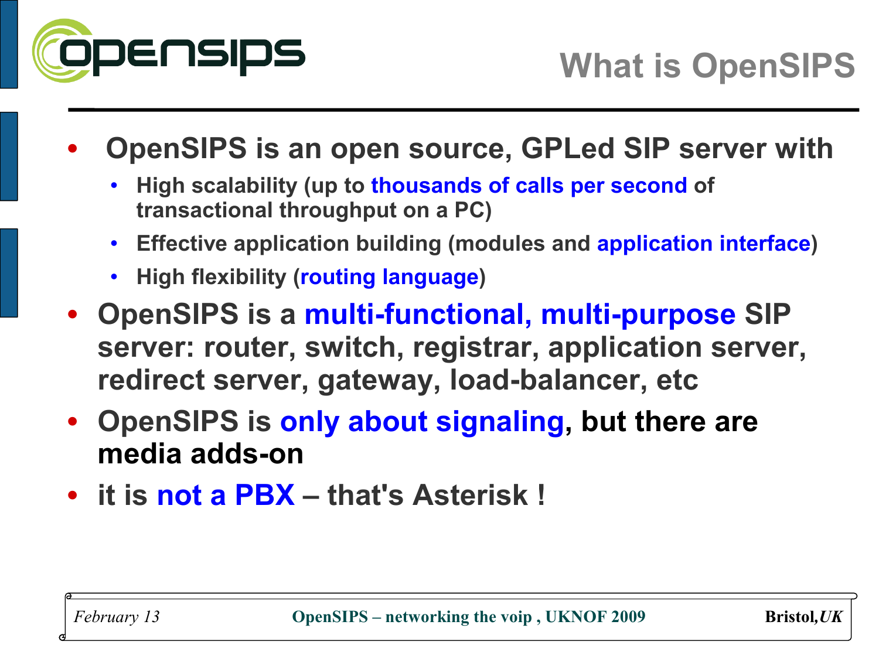# What is OpenSIPS

- **OpenSIPS is an open source, GPLed SIP server with**
  - **High scalability (up to thousands of calls per second of transactional throughput on a PC)**
  - **Effective application building (modules and application interface)**
  - **High flexibility (routing language)**
- **OpenSIPS is a multi-functional, multi-purpose SIP server: router, switch, registrar, application server, redirect server, gateway, load-balancer, etc**
- **OpenSIPS is only about signaling, but there are media adds-on**
- **it is not a PBX – that's Asterisk !**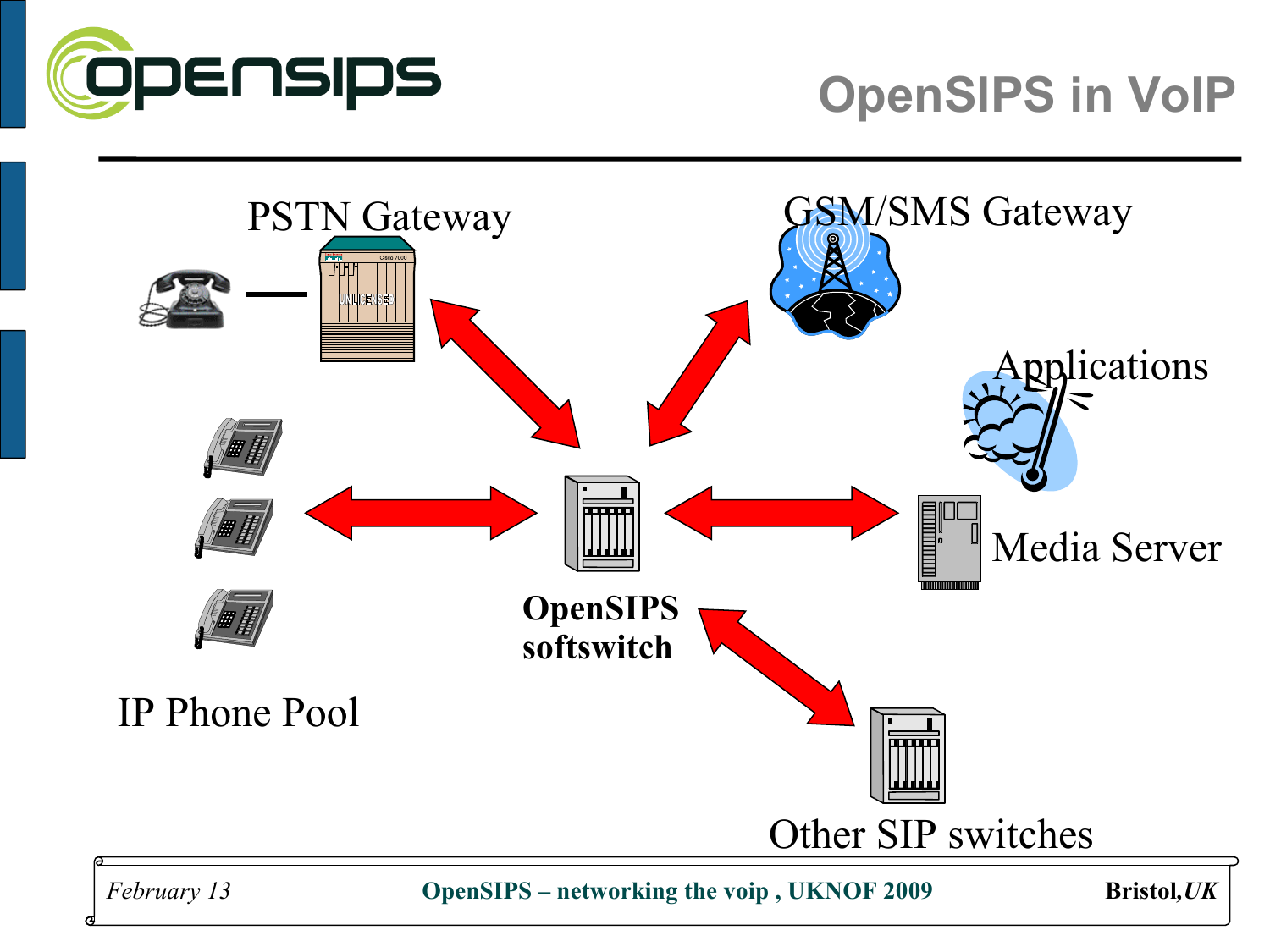# OpenSIPS in VoIP

PSTN Gateway

GSM/SMS Gateway

Applications

Media Server

**OpenSIPS softswitch**

IP Phone Pool

Other SIP switches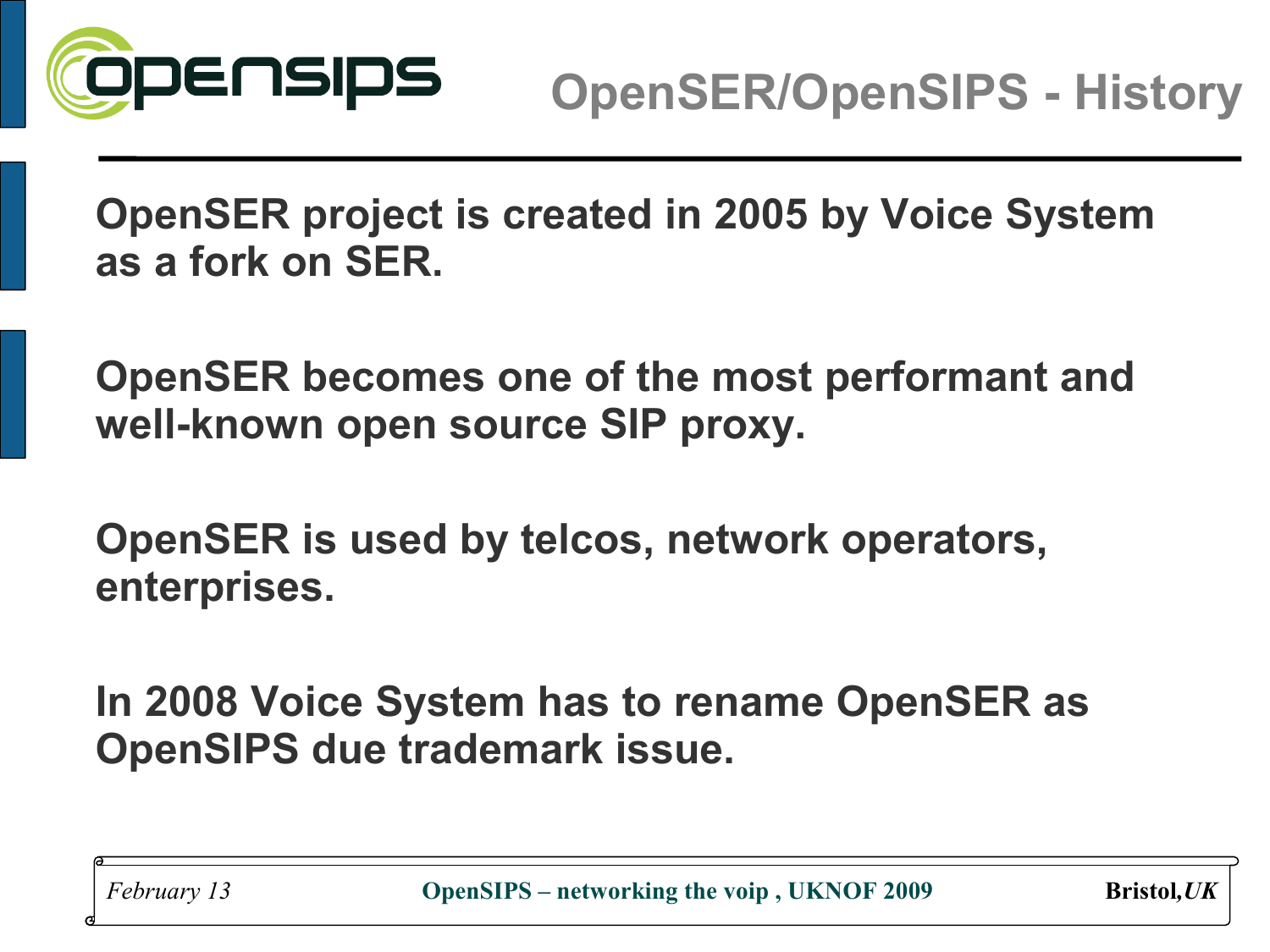# OpenSER/OpenSIPS - History

OpenSER project is created in 2005 by Voice System as a fork on SER.

OpenSER becomes one of the most performant and well-known open source SIP proxy.

OpenSER is used by telcos, network operators, enterprises.

In 2008 Voice System has to rename OpenSER as OpenSIPS due trademark issue.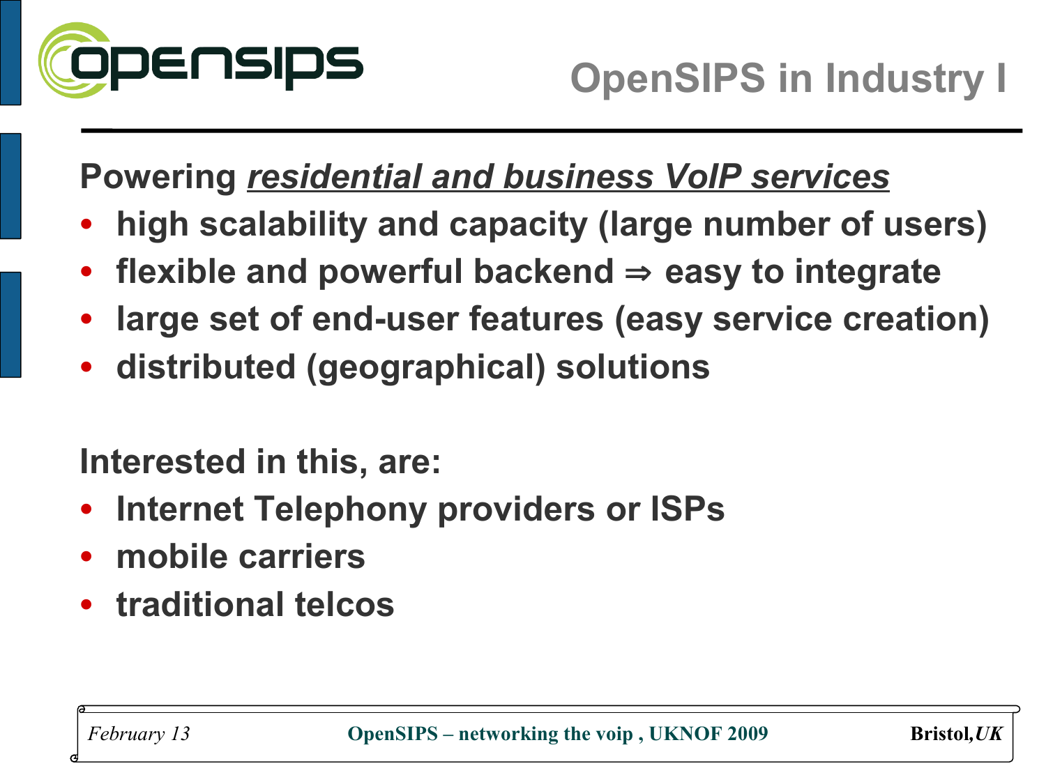# OpenSIPS in Industry I

**Powering *residential and business VoIP services***

- **high scalability and capacity (large number of users)**
- **flexible and powerful backend ⇒ easy to integrate**
- **large set of end-user features (easy service creation)**
- **distributed (geographical) solutions**

**Interested in this, are:**

- **Internet Telephony providers or ISPs**
- **mobile carriers**
- **traditional telcos**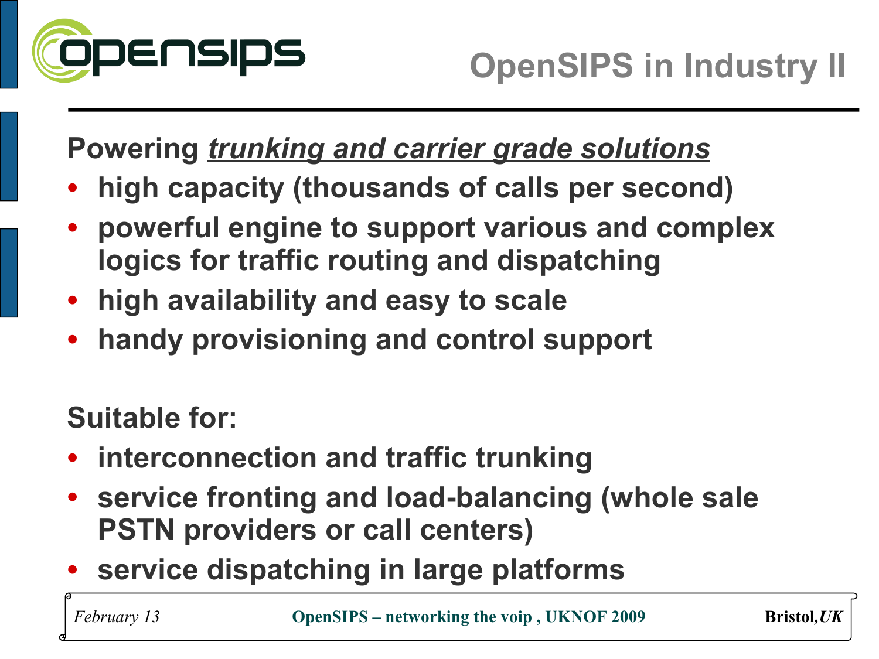# OpenSIPS in Industry II

**Powering *trunking and carrier grade solutions***

- **high capacity (thousands of calls per second)**
- **powerful engine to support various and complex logics for traffic routing and dispatching**
- **high availability and easy to scale**
- **handy provisioning and control support**

**Suitable for:**

- **interconnection and traffic trunking**
- **service fronting and load-balancing (whole sale PSTN providers or call centers)**
- **service dispatching in large platforms**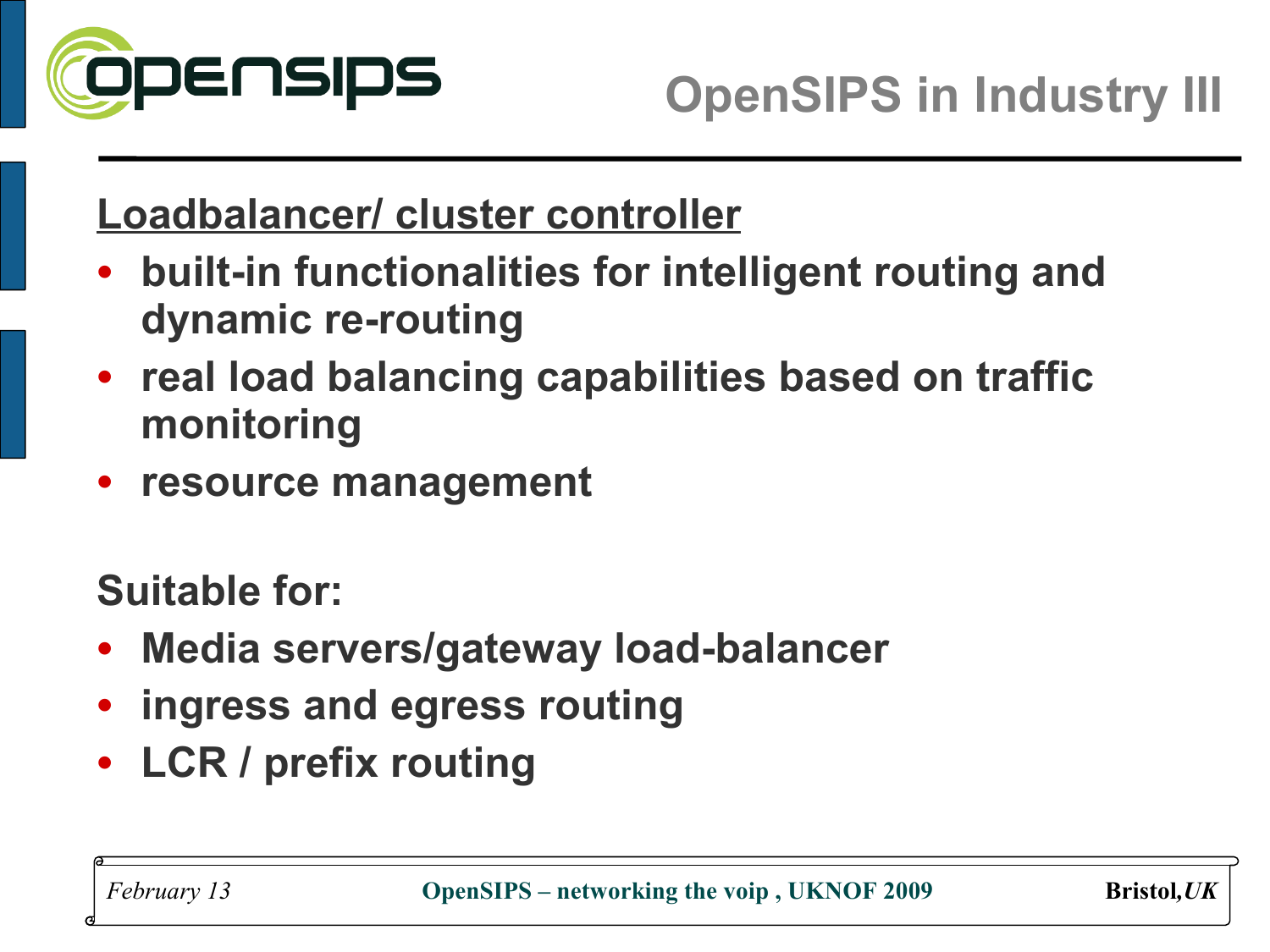# OpenSIPS in Industry III

<u>Loadbalancer/ cluster controller</u>

- **built-in functionalities for intelligent routing and dynamic re-routing**
- **real load balancing capabilities based on traffic monitoring**
- **resource management**

**Suitable for:**

- **Media servers/gateway load-balancer**
- **ingress and egress routing**
- **LCR / prefix routing**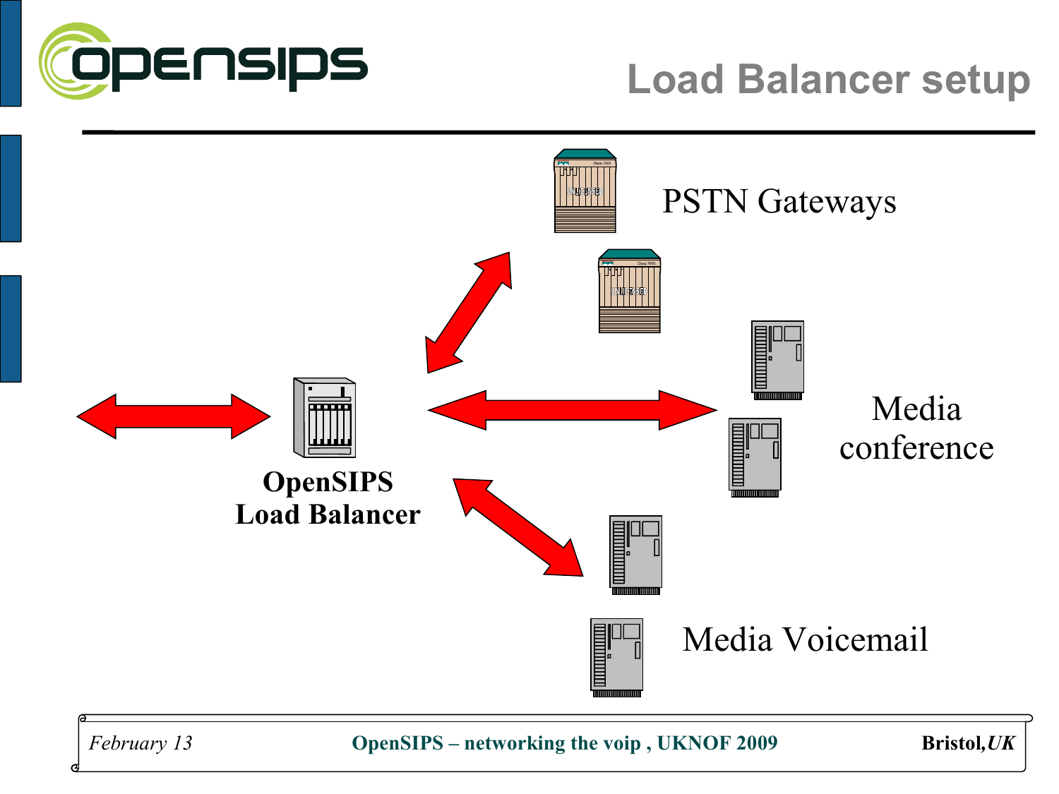# Load Balancer setup

PSTN Gateways

Media conference

**OpenSIPS Load Balancer**

Media Voicemail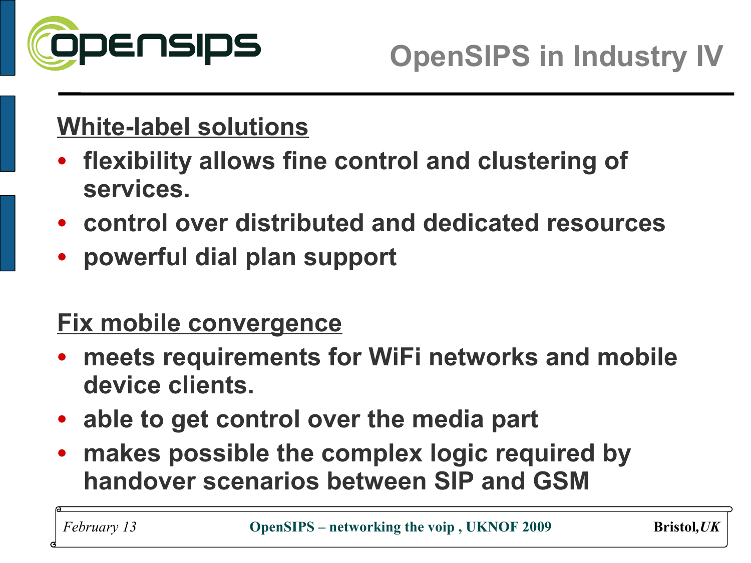# OpenSIPS in Industry IV

## White-label solutions

- flexibility allows fine control and clustering of services.
- control over distributed and dedicated resources
- powerful dial plan support

## Fix mobile convergence

- meets requirements for WiFi networks and mobile device clients.
- able to get control over the media part
- makes possible the complex logic required by handover scenarios between SIP and GSM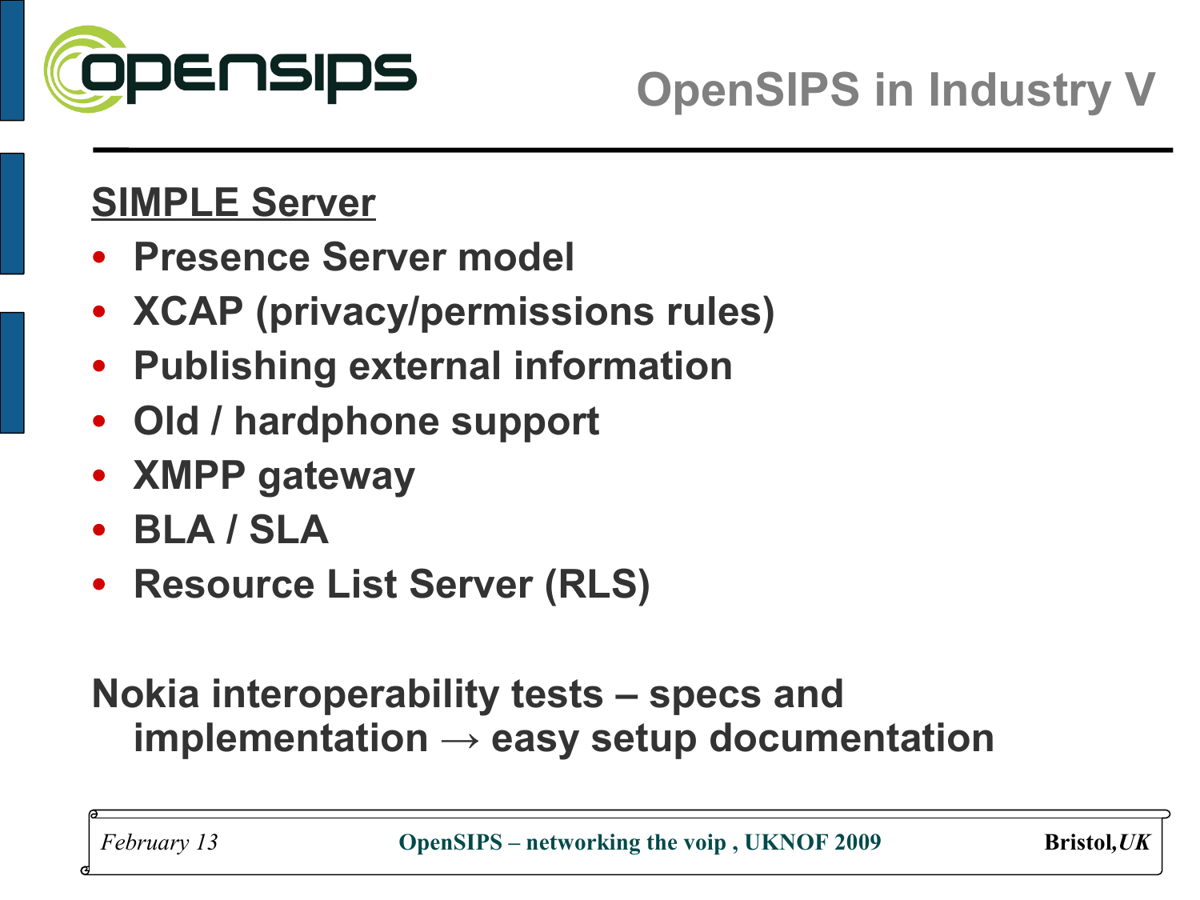# OpenSIPS in Industry V

**SIMPLE Server**

- Presence Server model
- XCAP (privacy/permissions rules)
- Publishing external information
- Old / hardphone support
- XMPP gateway
- BLA / SLA
- Resource List Server (RLS)

**Nokia interoperability tests – specs and implementation → easy setup documentation**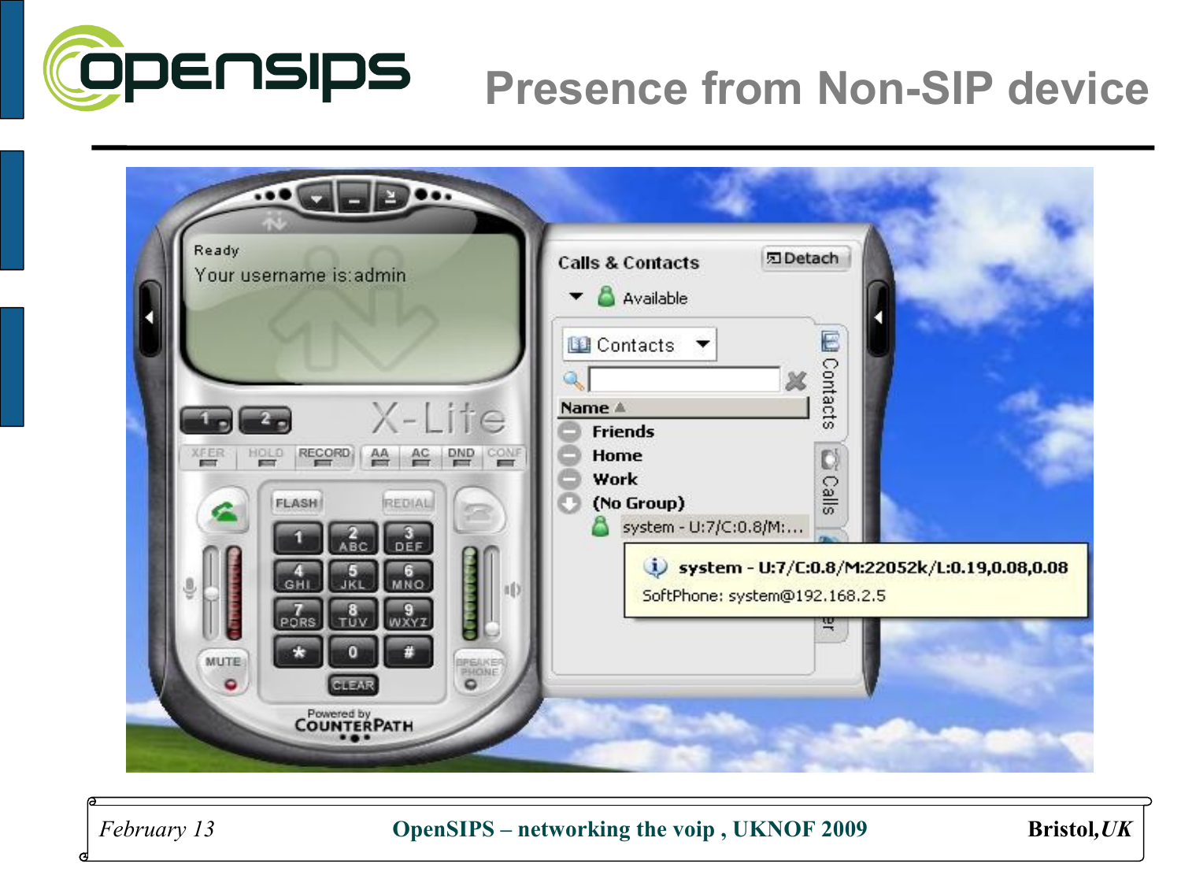# Presence from Non-SIP device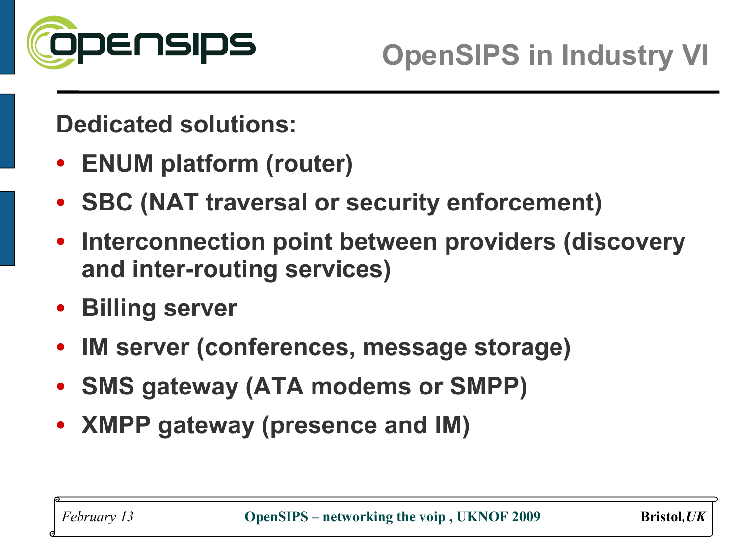# OpenSIPS in Industry VI

**Dedicated solutions:**

- **ENUM platform (router)**
- **SBC (NAT traversal or security enforcement)**
- **Interconnection point between providers (discovery and inter-routing services)**
- **Billing server**
- **IM server (conferences, message storage)**
- **SMS gateway (ATA modems or SMPP)**
- **XMPP gateway (presence and IM)**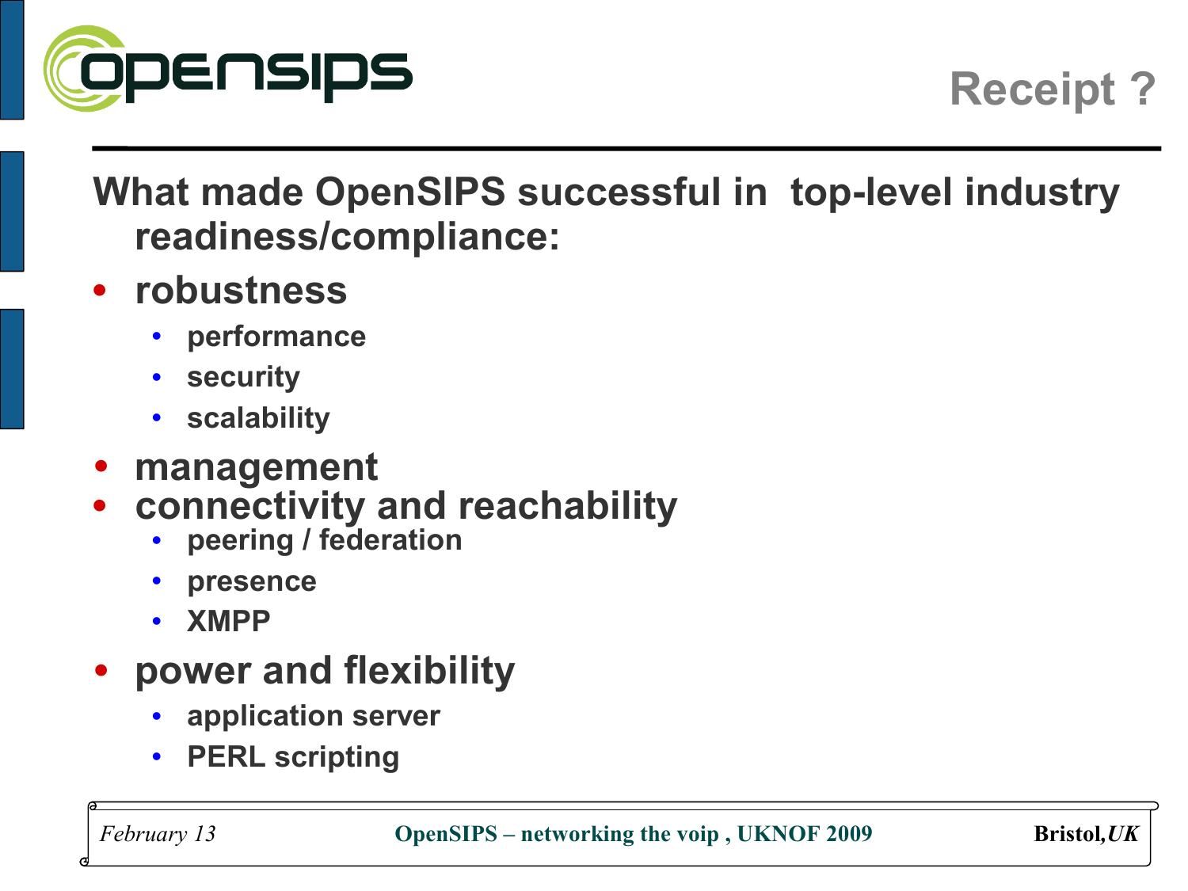# Receipt ?

**What made OpenSIPS successful in top-level industry readiness/compliance:**

- **robustness**
  - **performance**
  - **security**
  - **scalability**
- **management**
- **connectivity and reachability**
  - **peering / federation**
  - **presence**
  - **XMPP**
- **power and flexibility**
  - **application server**
  - **PERL scripting**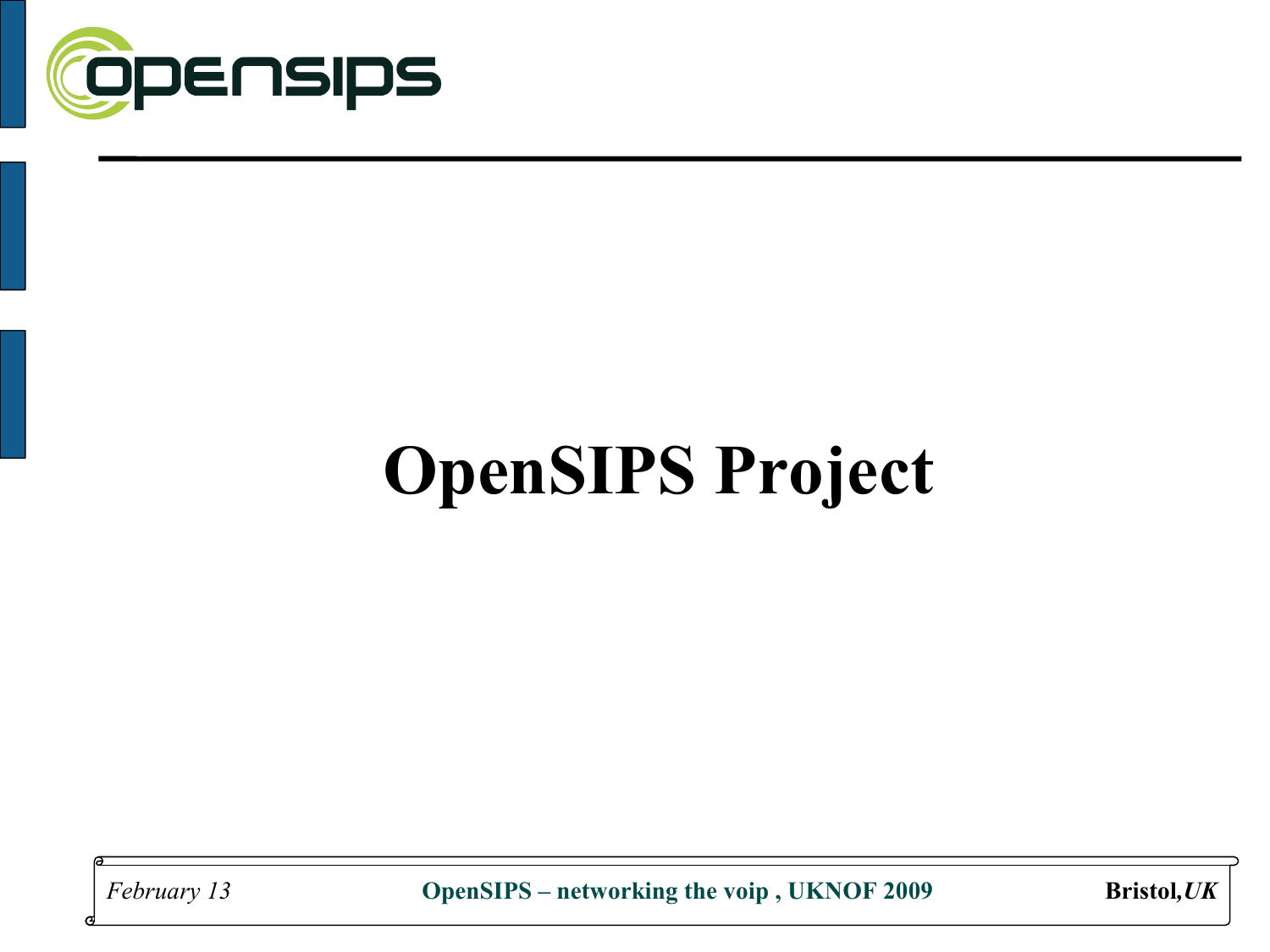# OpenSIPS Project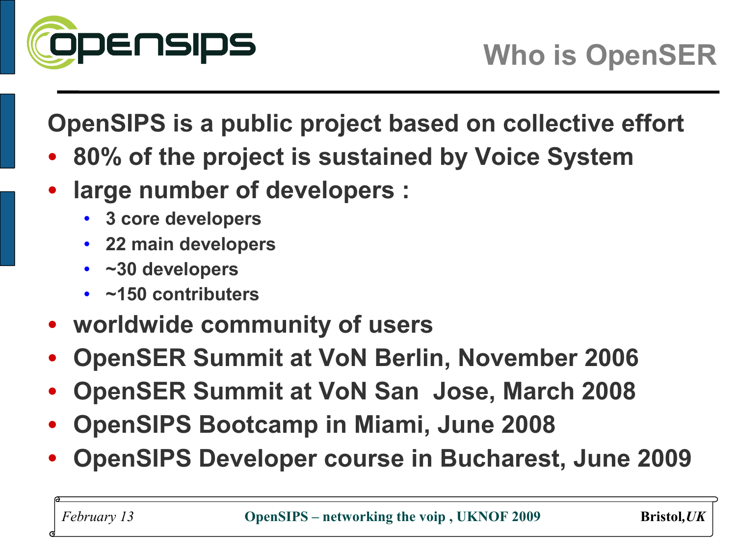# Who is OpenSER

**OpenSIPS is a public project based on collective effort**

- **80% of the project is sustained by Voice System**
- **large number of developers :**
  - **3 core developers**
  - **22 main developers**
  - **~30 developers**
  - **~150 contributers**
- **worldwide community of users**
- **OpenSER Summit at VoN Berlin, November 2006**
- **OpenSER Summit at VoN San  Jose, March 2008**
- **OpenSIPS Bootcamp in Miami, June 2008**
- **OpenSIPS Developer course in Bucharest, June 2009**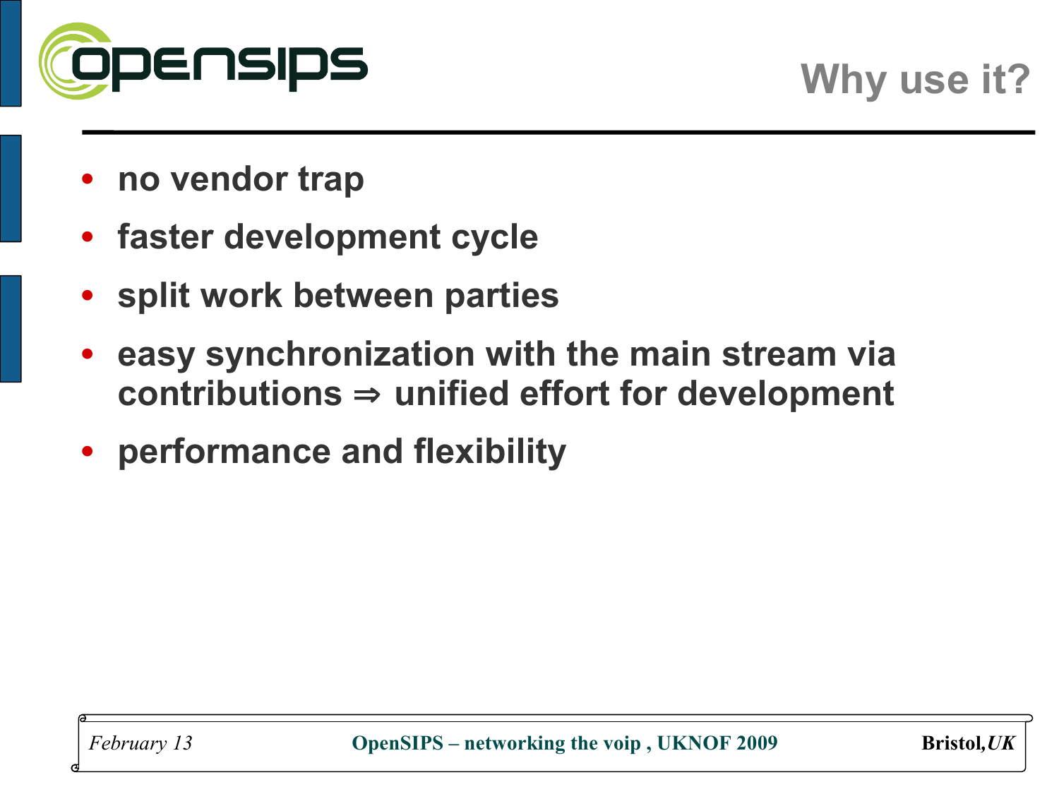## Why use it?

- **no vendor trap**
- **faster development cycle**
- **split work between parties**
- **easy synchronization with the main stream via contributions ⇒ unified effort for development**
- **performance and flexibility**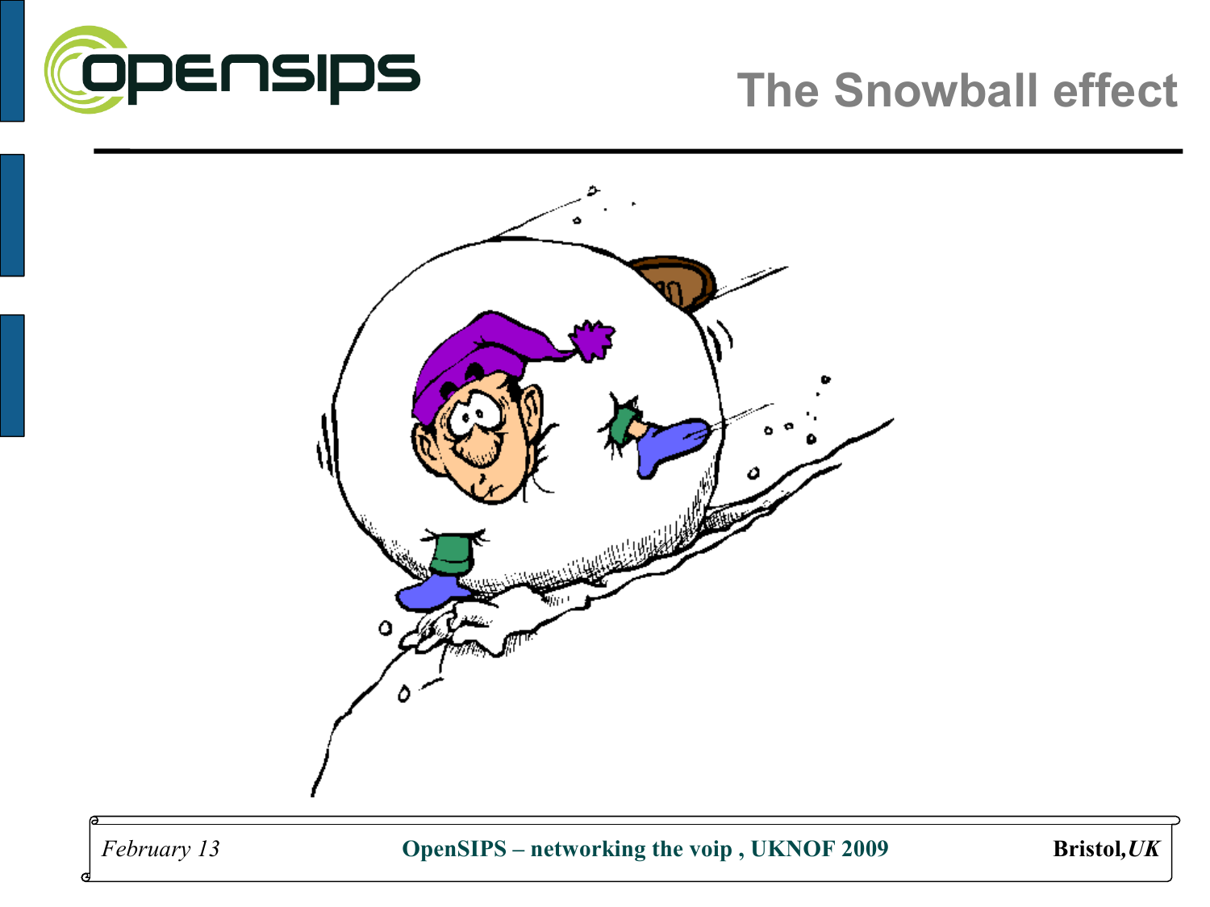# The Snowball effect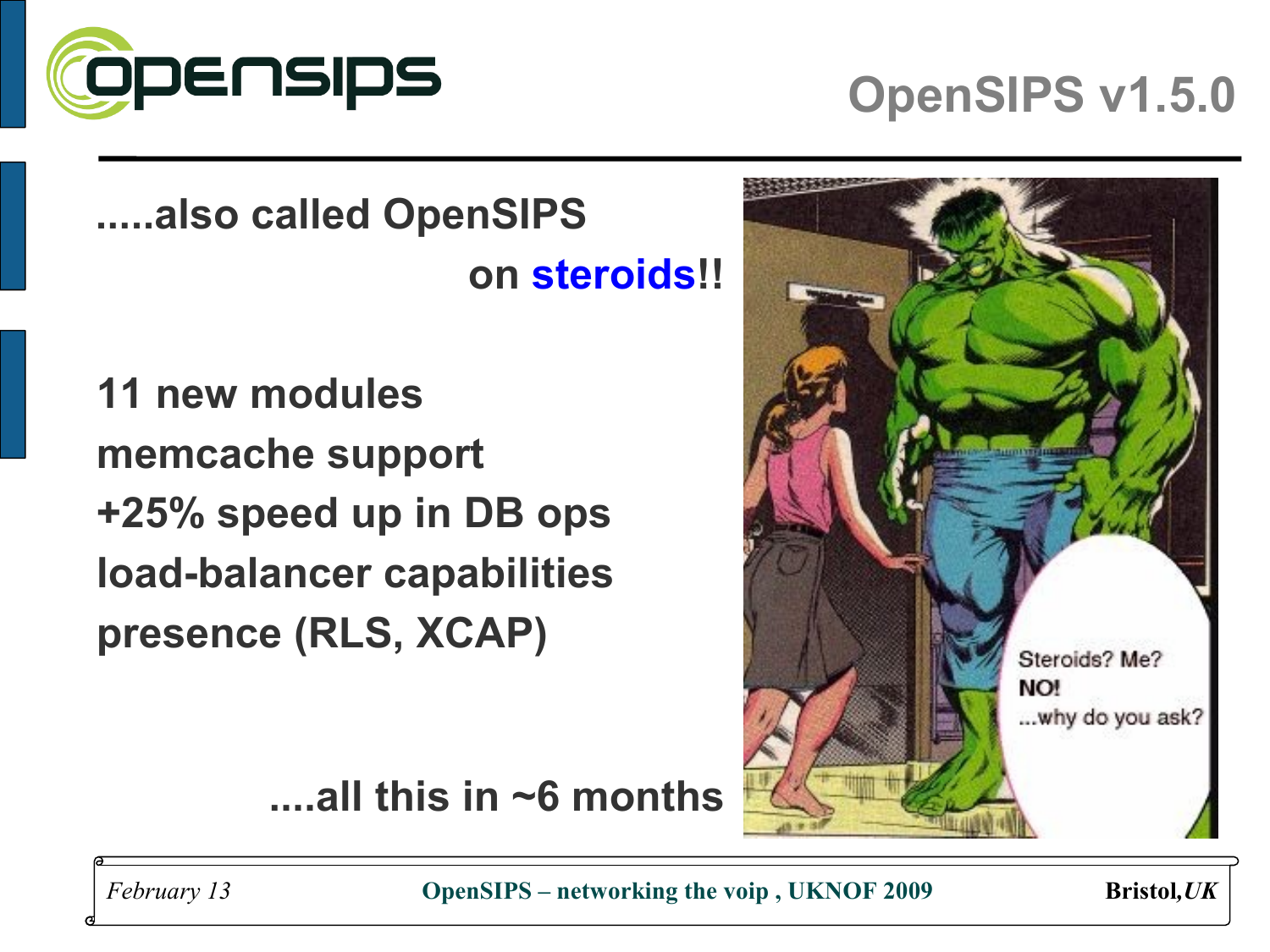# OpenSIPS v1.5.0

.....also called OpenSIPS on **steroids**!!

11 new modules
memcache support
+25% speed up in DB ops
load-balancer capabilities
presence (RLS, XCAP)

....all this in ~6 months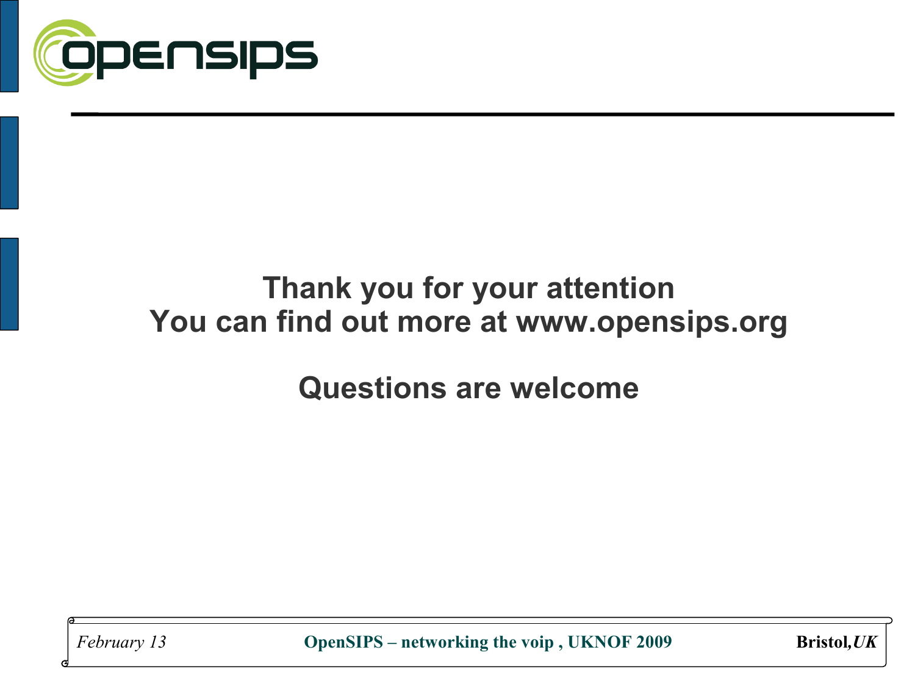**Thank you for your attention**
**You can find out more at www.opensips.org**

**Questions are welcome**